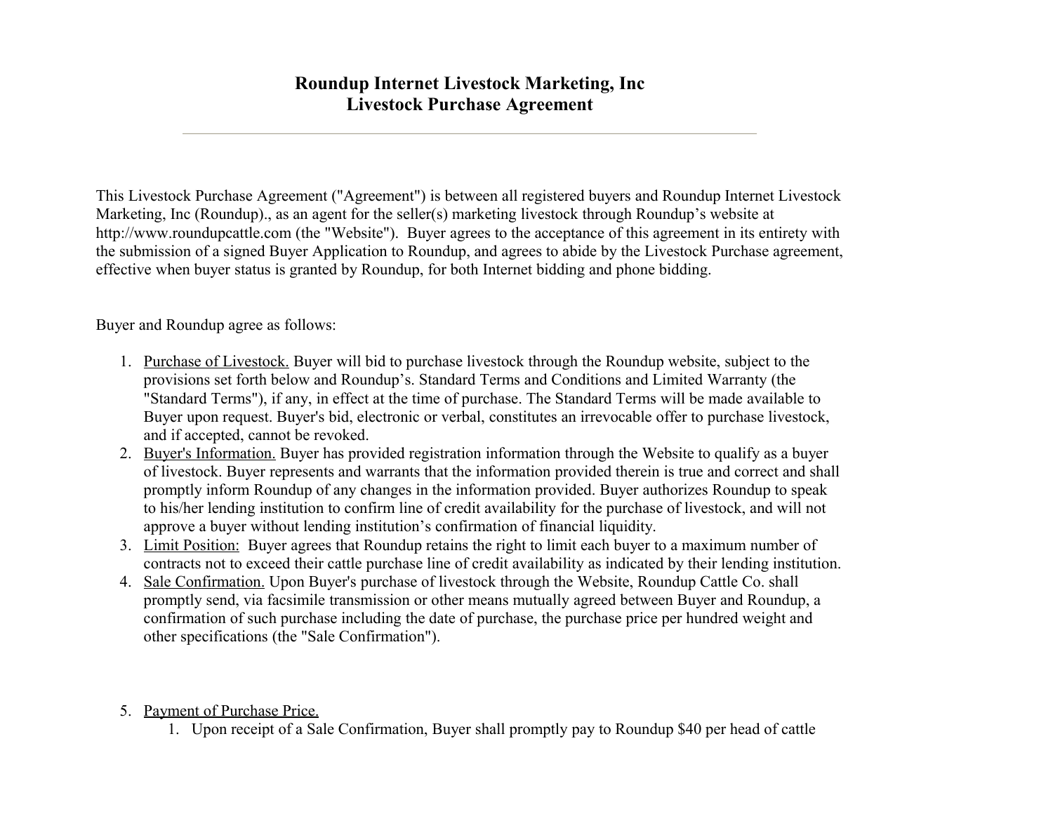# Roundup Internet Livestock Marketing, Inc
# Livestock Purchase Agreement

---

This Livestock Purchase Agreement ("Agreement") is between all registered buyers and Roundup Internet Livestock Marketing, Inc (Roundup)., as an agent for the seller(s) marketing livestock through Roundup's website at http://www.roundupcattle.com (the "Website"). Buyer agrees to the acceptance of this agreement in its entirety with the submission of a signed Buyer Application to Roundup, and agrees to abide by the Livestock Purchase agreement, effective when buyer status is granted by Roundup, for both Internet bidding and phone bidding.

Buyer and Roundup agree as follows:

1. <u>Purchase of Livestock.</u> Buyer will bid to purchase livestock through the Roundup website, subject to the provisions set forth below and Roundup's. Standard Terms and Conditions and Limited Warranty (the "Standard Terms"), if any, in effect at the time of purchase. The Standard Terms will be made available to Buyer upon request. Buyer's bid, electronic or verbal, constitutes an irrevocable offer to purchase livestock, and if accepted, cannot be revoked.
2. <u>Buyer's Information.</u> Buyer has provided registration information through the Website to qualify as a buyer of livestock. Buyer represents and warrants that the information provided therein is true and correct and shall promptly inform Roundup of any changes in the information provided. Buyer authorizes Roundup to speak to his/her lending institution to confirm line of credit availability for the purchase of livestock, and will not approve a buyer without lending institution's confirmation of financial liquidity.
3. <u>Limit Position:</u> Buyer agrees that Roundup retains the right to limit each buyer to a maximum number of contracts not to exceed their cattle purchase line of credit availability as indicated by their lending institution.
4. <u>Sale Confirmation.</u> Upon Buyer's purchase of livestock through the Website, Roundup Cattle Co. shall promptly send, via facsimile transmission or other means mutually agreed between Buyer and Roundup, a confirmation of such purchase including the date of purchase, the purchase price per hundred weight and other specifications (the "Sale Confirmation").
5. <u>Payment of Purchase Price.</u>
    1. Upon receipt of a Sale Confirmation, Buyer shall promptly pay to Roundup $40 per head of cattle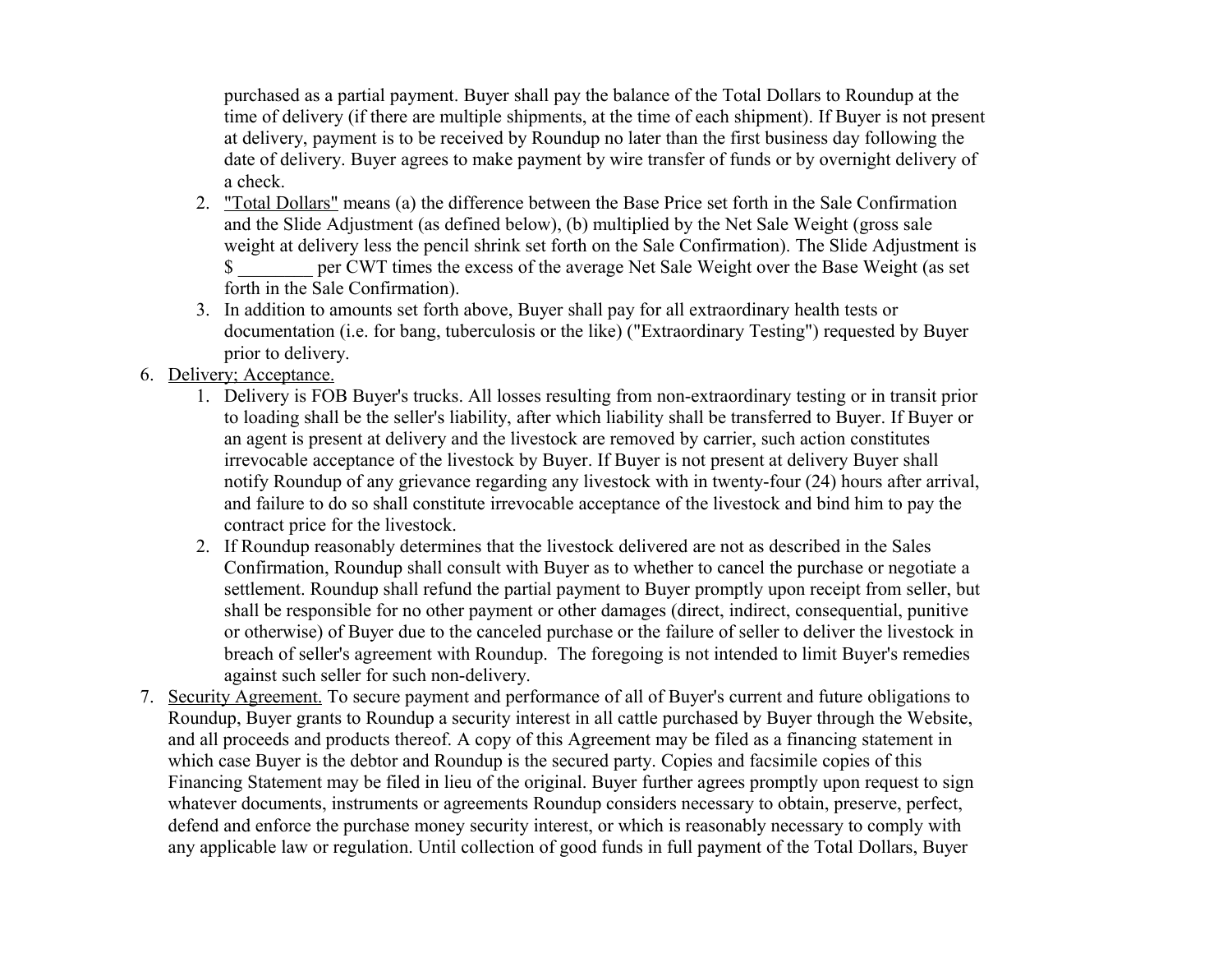purchased as a partial payment. Buyer shall pay the balance of the Total Dollars to Roundup at the time of delivery (if there are multiple shipments, at the time of each shipment). If Buyer is not present at delivery, payment is to be received by Roundup no later than the first business day following the date of delivery. Buyer agrees to make payment by wire transfer of funds or by overnight delivery of a check.

2. "Total Dollars" means (a) the difference between the Base Price set forth in the Sale Confirmation and the Slide Adjustment (as defined below), (b) multiplied by the Net Sale Weight (gross sale weight at delivery less the pencil shrink set forth on the Sale Confirmation). The Slide Adjustment is $ ________ per CWT times the excess of the average Net Sale Weight over the Base Weight (as set forth in the Sale Confirmation).
3. In addition to amounts set forth above, Buyer shall pay for all extraordinary health tests or documentation (i.e. for bang, tuberculosis or the like) ("Extraordinary Testing") requested by Buyer prior to delivery.

6. Delivery; Acceptance.
    1. Delivery is FOB Buyer's trucks. All losses resulting from non-extraordinary testing or in transit prior to loading shall be the seller's liability, after which liability shall be transferred to Buyer. If Buyer or an agent is present at delivery and the livestock are removed by carrier, such action constitutes irrevocable acceptance of the livestock by Buyer. If Buyer is not present at delivery Buyer shall notify Roundup of any grievance regarding any livestock with in twenty-four (24) hours after arrival, and failure to do so shall constitute irrevocable acceptance of the livestock and bind him to pay the contract price for the livestock.
    2. If Roundup reasonably determines that the livestock delivered are not as described in the Sales Confirmation, Roundup shall consult with Buyer as to whether to cancel the purchase or negotiate a settlement. Roundup shall refund the partial payment to Buyer promptly upon receipt from seller, but shall be responsible for no other payment or other damages (direct, indirect, consequential, punitive or otherwise) of Buyer due to the canceled purchase or the failure of seller to deliver the livestock in breach of seller's agreement with Roundup. The foregoing is not intended to limit Buyer's remedies against such seller for such non-delivery.
7. Security Agreement. To secure payment and performance of all of Buyer's current and future obligations to Roundup, Buyer grants to Roundup a security interest in all cattle purchased by Buyer through the Website, and all proceeds and products thereof. A copy of this Agreement may be filed as a financing statement in which case Buyer is the debtor and Roundup is the secured party. Copies and facsimile copies of this Financing Statement may be filed in lieu of the original. Buyer further agrees promptly upon request to sign whatever documents, instruments or agreements Roundup considers necessary to obtain, preserve, perfect, defend and enforce the purchase money security interest, or which is reasonably necessary to comply with any applicable law or regulation. Until collection of good funds in full payment of the Total Dollars, Buyer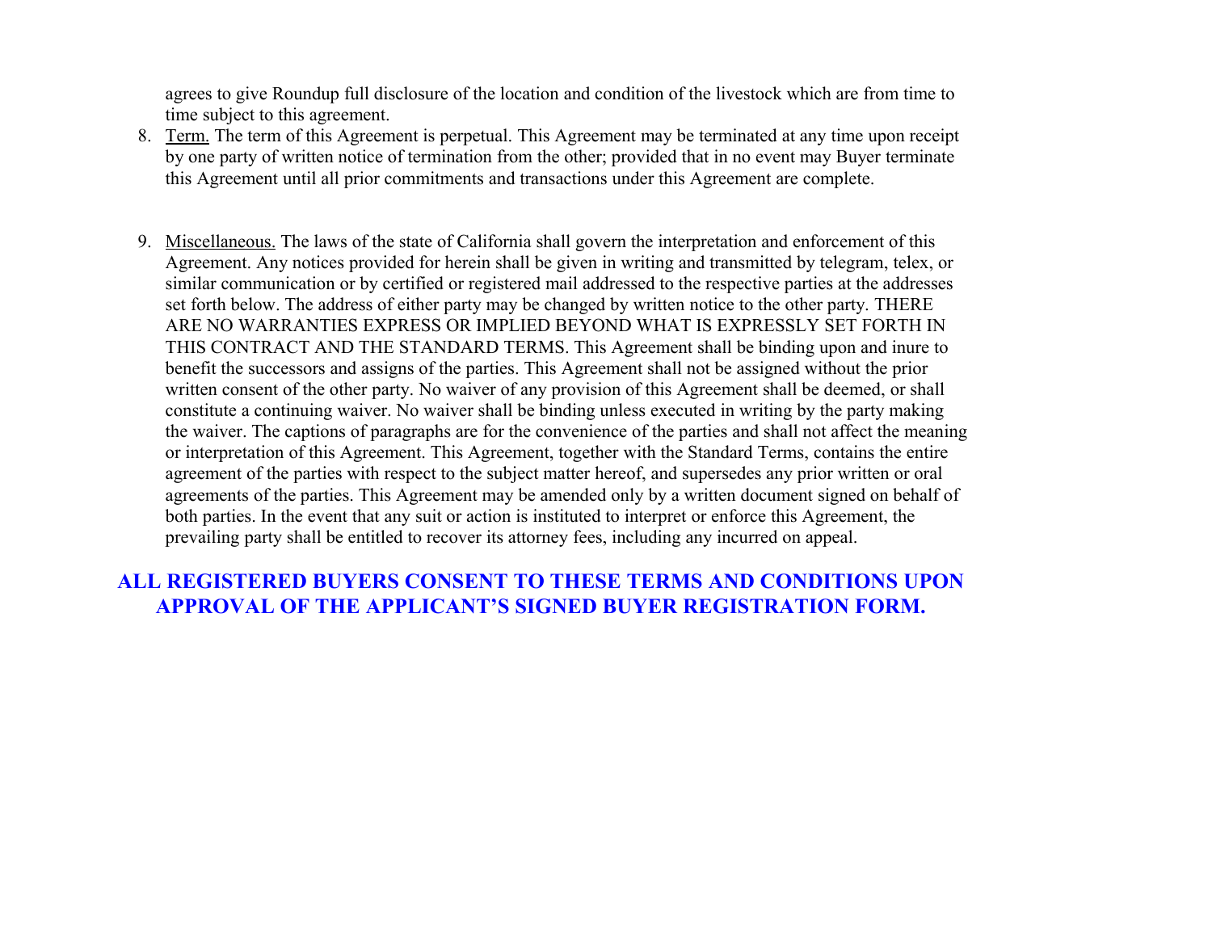agrees to give Roundup full disclosure of the location and condition of the livestock which are from time to time subject to this agreement.

8. Term. The term of this Agreement is perpetual. This Agreement may be terminated at any time upon receipt by one party of written notice of termination from the other; provided that in no event may Buyer terminate this Agreement until all prior commitments and transactions under this Agreement are complete.

9. Miscellaneous. The laws of the state of California shall govern the interpretation and enforcement of this Agreement. Any notices provided for herein shall be given in writing and transmitted by telegram, telex, or similar communication or by certified or registered mail addressed to the respective parties at the addresses set forth below. The address of either party may be changed by written notice to the other party. THERE ARE NO WARRANTIES EXPRESS OR IMPLIED BEYOND WHAT IS EXPRESSLY SET FORTH IN THIS CONTRACT AND THE STANDARD TERMS. This Agreement shall be binding upon and inure to benefit the successors and assigns of the parties. This Agreement shall not be assigned without the prior written consent of the other party. No waiver of any provision of this Agreement shall be deemed, or shall constitute a continuing waiver. No waiver shall be binding unless executed in writing by the party making the waiver. The captions of paragraphs are for the convenience of the parties and shall not affect the meaning or interpretation of this Agreement. This Agreement, together with the Standard Terms, contains the entire agreement of the parties with respect to the subject matter hereof, and supersedes any prior written or oral agreements of the parties. This Agreement may be amended only by a written document signed on behalf of both parties. In the event that any suit or action is instituted to interpret or enforce this Agreement, the prevailing party shall be entitled to recover its attorney fees, including any incurred on appeal.

**ALL REGISTERED BUYERS CONSENT TO THESE TERMS AND CONDITIONS UPON APPROVAL OF THE APPLICANT'S SIGNED BUYER REGISTRATION FORM.**